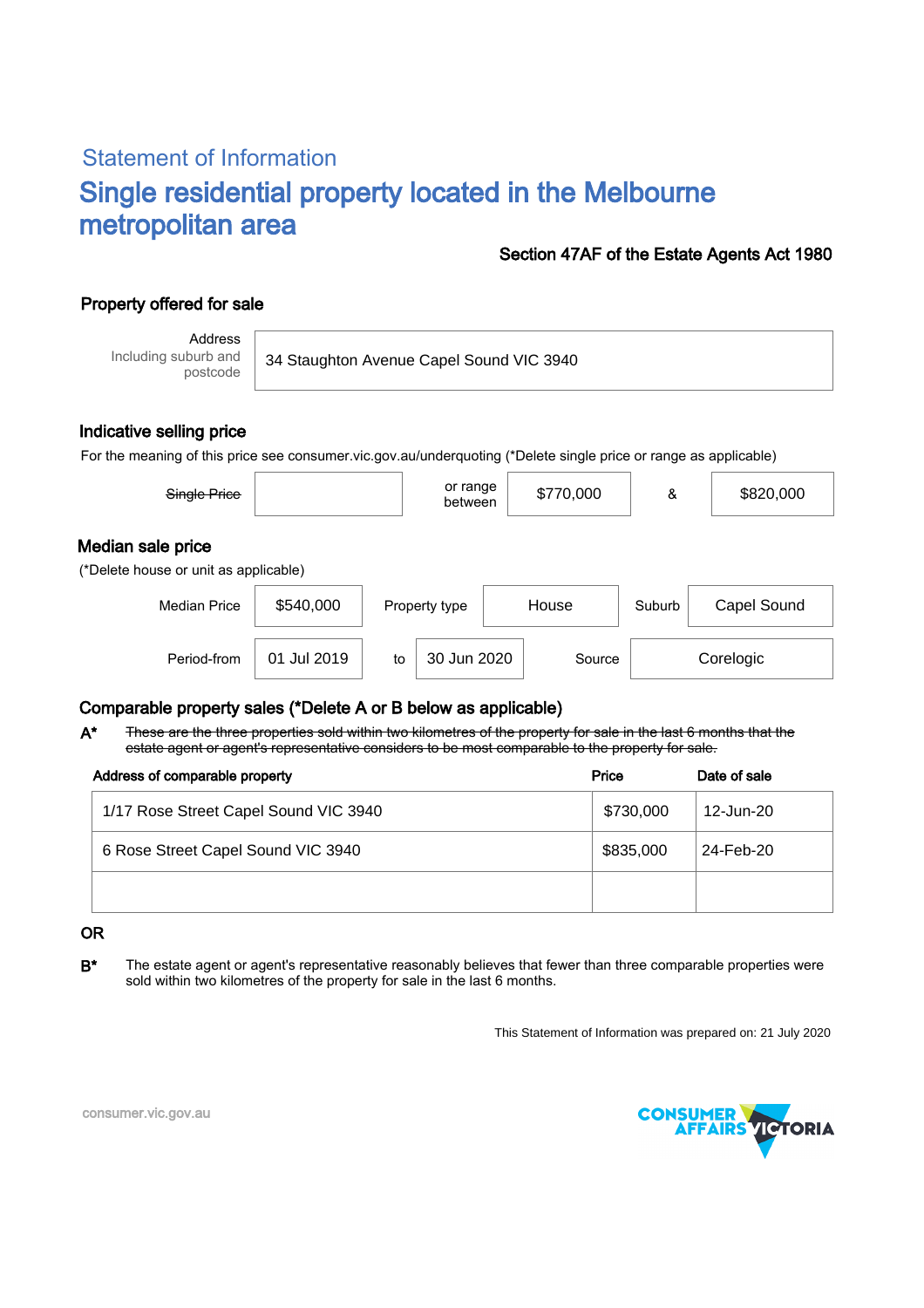## Statement of Information

# Single residential property located in the Melbourne metropolitan area

**Section 47AF of the Estate Agents Act 1980**

### Property offered for sale

| Address Including suburb and postcode | 34 Staughton Avenue Capel Sound VIC 3940 |
|---|---|

### Indicative selling price

For the meaning of this price see consumer.vic.gov.au/underquoting (*Delete single price or range as applicable)

| ~~Single Price~~ | | or range between | $770,000 | & | $820,000 |
|---|---|---|---|---|---|

### Median sale price

(*Delete house or unit as applicable)

| Median Price | $540,000 | Property type | House | Suburb | Capel Sound |
|---|---|---|---|---|---|
| Period-from | 01 Jul 2019 | to | 30 Jun 2020 | Source | Corelogic |

### Comparable property sales (*Delete A or B below as applicable)

**A*** ~~These are the three properties sold within two kilometres of the property for sale in the last 6 months that the estate agent or agent's representative considers to be most comparable to the property for sale.~~

| Address of comparable property | Price | Date of sale |
|---|---|---|
| 1/17 Rose Street Capel Sound VIC 3940 | $730,000 | 12-Jun-20 |
| 6 Rose Street Capel Sound VIC 3940 | $835,000 | 24-Feb-20 |
| | | |

**OR**

**B*** The estate agent or agent's representative reasonably believes that fewer than three comparable properties were sold within two kilometres of the property for sale in the last 6 months.

This Statement of Information was prepared on: 21 July 2020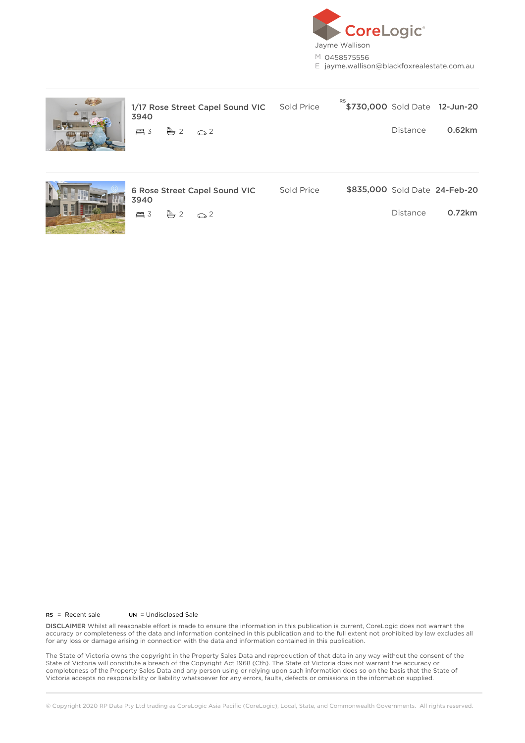CoreLogic

Jayme Wallison

M 0458575556

E jayme.wallison@blackfoxrealestate.com.au

| | | | | |
|---|---|---|---|---|
| 1/17 Rose Street Capel Sound VIC 3940 | Sold Price | RS $730,000 | Sold Date | 12-Jun-20 |
| 3 bed, 2 bath, 2 car | | | Distance | 0.62km |
| 6 Rose Street Capel Sound VIC 3940 | Sold Price | $835,000 | Sold Date | 24-Feb-20 |
| 3 bed, 2 bath, 2 car | | | Distance | 0.72km |

**RS** = Recent sale **UN** = Undisclosed Sale

**DISCLAIMER** Whilst all reasonable effort is made to ensure the information in this publication is current, CoreLogic does not warrant the accuracy or completeness of the data and information contained in this publication and to the full extent not prohibited by law excludes all for any loss or damage arising in connection with the data and information contained in this publication.

The State of Victoria owns the copyright in the Property Sales Data and reproduction of that data in any way without the consent of the State of Victoria will constitute a breach of the Copyright Act 1968 (Cth). The State of Victoria does not warrant the accuracy or completeness of the Property Sales Data and any person using or relying upon such information does so on the basis that the State of Victoria accepts no responsibility or liability whatsoever for any errors, faults, defects or omissions in the information supplied.

© Copyright 2020 RP Data Pty Ltd trading as CoreLogic Asia Pacific (CoreLogic), Local, State, and Commonwealth Governments. All rights reserved.